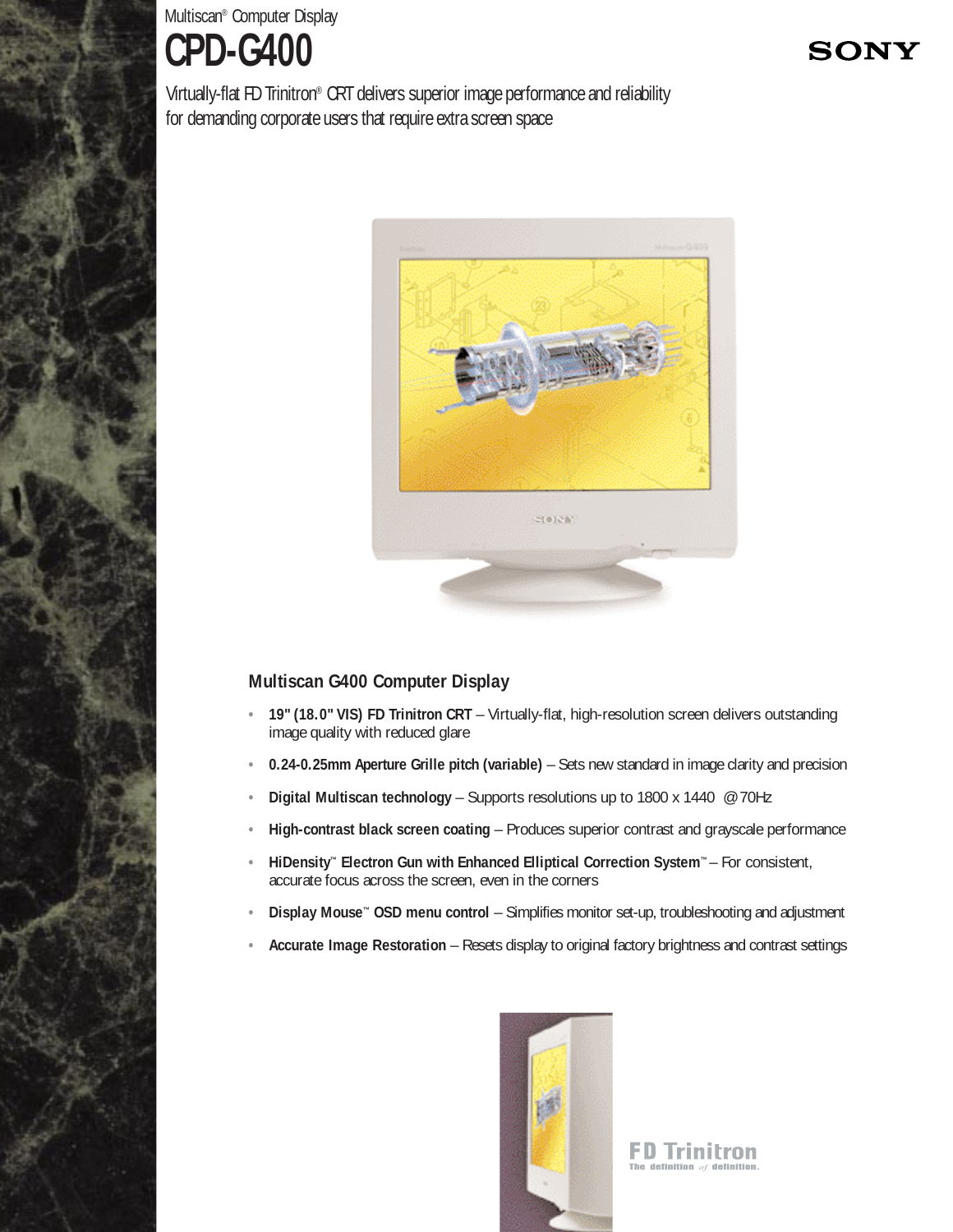Multiscan® Computer Display

# CPD-G400

SONY

Virtually-flat FD Trinitron® CRT delivers superior image performance and reliability for demanding corporate users that require extra screen space

## Multiscan G400 Computer Display

- **19" (18.0" VIS) FD Trinitron CRT** – Virtually-flat, high-resolution screen delivers outstanding image quality with reduced glare
- **0.24-0.25mm Aperture Grille pitch (variable)** – Sets new standard in image clarity and precision
- **Digital Multiscan technology** – Supports resolutions up to 1800 x 1440 @70Hz
- **High-contrast black screen coating** – Produces superior contrast and grayscale performance
- **HiDensity™ Electron Gun with Enhanced Elliptical Correction System™** – For consistent, accurate focus across the screen, even in the corners
- **Display Mouse™ OSD menu control** – Simplifies monitor set-up, troubleshooting and adjustment
- **Accurate Image Restoration** – Resets display to original factory brightness and contrast settings

FD Trinitron
The definition *of* definition.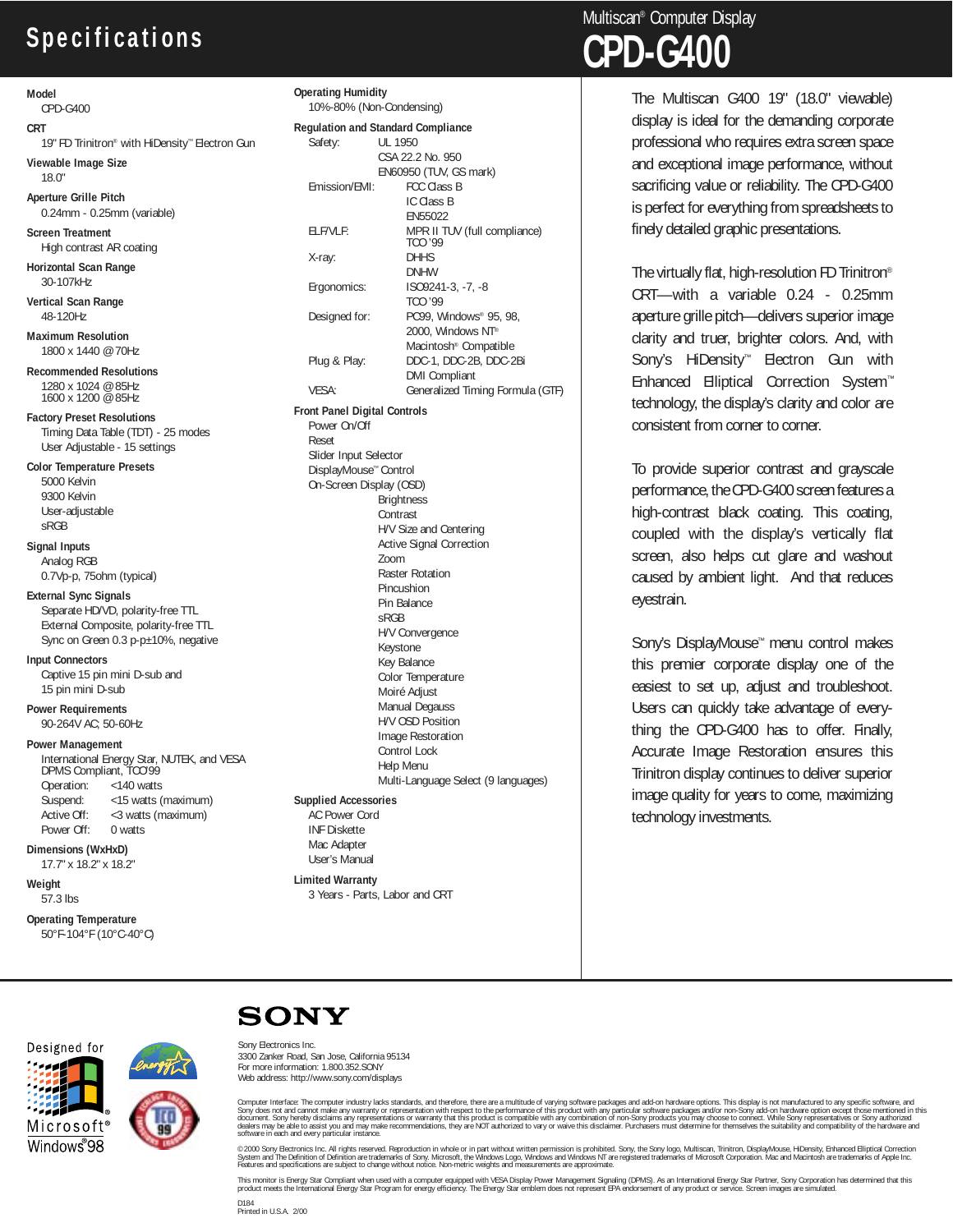# Specifications

Multiscan® Computer Display

# CPD-G400

**Model**
CPD-G400

**CRT**
19" FD Trinitron® with HiDensity™ Electron Gun

**Viewable Image Size**
18.0"

**Aperture Grille Pitch**
0.24mm - 0.25mm (variable)

**Screen Treatment**
High contrast AR coating

**Horizontal Scan Range**
30-107kHz

**Vertical Scan Range**
48-120Hz

**Maximum Resolution**
1800 x 1440 @ 70Hz

**Recommended Resolutions**
1280 x 1024 @ 85Hz
1600 x 1200 @ 85Hz

**Factory Preset Resolutions**
Timing Data Table (TDT) - 25 modes
User Adjustable - 15 settings

**Color Temperature Presets**
5000 Kelvin
9300 Kelvin
User-adjustable
sRGB

**Signal Inputs**
Analog RGB
0.7Vp-p, 75ohm (typical)

**External Sync Signals**
Separate HD/VD, polarity-free TTL
External Composite, polarity-free TTL
Sync on Green 0.3 p-p±10%, negative

**Input Connectors**
Captive 15 pin mini D-sub and
15 pin mini D-sub

**Power Requirements**
90-264V AC, 50-60Hz

**Power Management**
International Energy Star, NUTEK, and VESA DPMS Compliant, TCO'99

| | |
|---|---|
| Operation: | <140 watts |
| Suspend: | <15 watts (maximum) |
| Active Off: | <3 watts (maximum) |
| Power Off: | 0 watts |

**Dimensions (WxHxD)**
17.7" x 18.2" x 18.2"

**Weight**
57.3 lbs

**Operating Temperature**
50°F-104°F (10°C-40°C)

**Operating Humidity**
10%-80% (Non-Condensing)

**Regulation and Standard Compliance**

| | |
|---|---|
| Safety: | UL 1950, CSA 22.2 No. 950, EN60950 (TUV, GS mark) |
| Emission/EMI: | FCC Class B, IC Class B, EN55022 |
| ELF/VLF: | MPR II TUV (full compliance), TCO '99 |
| X-ray: | DHHS, DNHW |
| Ergonomics: | ISO9241-3, -7, -8, TCO '99 |
| Designed for: | PC99, Windows® 95, 98, 2000, Windows NT®, Macintosh® Compatible |
| Plug & Play: | DDC-1, DDC-2B, DDC-2Bi, DMI Compliant |
| VESA: | Generalized Timing Formula (GTF) |

**Front Panel Digital Controls**
Power On/Off
Reset
Slider Input Selector
DisplayMouse™ Control
On-Screen Display (OSD)
- Brightness
- Contrast
- H/V Size and Centering
- Active Signal Correction
- Zoom
- Raster Rotation
- Pincushion
- Pin Balance
- sRGB
- H/V Convergence
- Keystone
- Key Balance
- Color Temperature
- Moiré Adjust
- Manual Degauss
- H/V OSD Position
- Image Restoration
- Control Lock
- Help Menu
- Multi-Language Select (9 languages)

**Supplied Accessories**
AC Power Cord
INF Diskette
Mac Adapter
User's Manual

**Limited Warranty**
3 Years - Parts, Labor and CRT

The Multiscan G400 19" (18.0" viewable) display is ideal for the demanding corporate professional who requires extra screen space and exceptional image performance, without sacrificing value or reliability. The CPD-G400 is perfect for everything from spreadsheets to finely detailed graphic presentations.

The virtually flat, high-resolution FD Trinitron® CRT—with a variable 0.24 - 0.25mm aperture grille pitch—delivers superior image clarity and truer, brighter colors. And, with Sony's HiDensity™ Electron Gun with Enhanced Elliptical Correction System™ technology, the display's clarity and color are consistent from corner to corner.

To provide superior contrast and grayscale performance, the CPD-G400 screen features a high-contrast black coating. This coating, coupled with the display's vertically flat screen, also helps cut glare and washout caused by ambient light. And that reduces eyestrain.

Sony's DisplayMouse™ menu control makes this premier corporate display one of the easiest to set up, adjust and troubleshoot. Users can quickly take advantage of everything the CPD-G400 has to offer. Finally, Accurate Image Restoration ensures this Trinitron display continues to deliver superior image quality for years to come, maximizing technology investments.

Designed for Microsoft® Windows®98

SONY

Sony Electronics Inc.
3300 Zanker Road, San Jose, California 95134
For more information: 1.800.352.SONY
Web address: http://www.sony.com/displays

Computer Interface: The computer industry lacks standards, and therefore, there are a multitude of varying software packages and add-on hardware options. This display is not manufactured to any specific software, and Sony does not and cannot make any warranty or representation with respect to the performance of this product with any particular software packages and/or non-Sony add-on hardware option except those mentioned in this document. Sony hereby disclaims any representations or warranty that this product is compatible with any combination of non-Sony products you may choose to connect. While Sony representatives or Sony authorized dealers may be able to assist you and may make recommendations, they are NOT authorized to vary or waive this disclaimer. Purchasers must determine for themselves the suitability and compatibility of the hardware and software in each and every particular instance.

©2000 Sony Electronics Inc. All rights reserved. Reproduction in whole or in part without written permission is prohibited. Sony, the Sony logo, Multiscan, Trinitron, DisplayMouse, HiDensity, Enhanced Elliptical Correction System and The Definition of Definition are trademarks of Sony. Microsoft, the Windows Logo, Windows and Windows NT are registered trademarks of Microsoft Corporation. Mac and Macintosh are trademarks of Apple Inc. Features and specifications are subject to change without notice. Non-metric weights and measurements are approximate.

This monitor is Energy Star Compliant when used with a computer equipped with VESA Display Power Management Signaling (DPMS). As an International Energy Star Partner, Sony Corporation has determined that this product meets the International Energy Star Program for energy efficiency. The Energy Star emblem does not represent EPA endorsement of any product or service. Screen images are simulated.

D184
Printed in U.S.A. 2/00